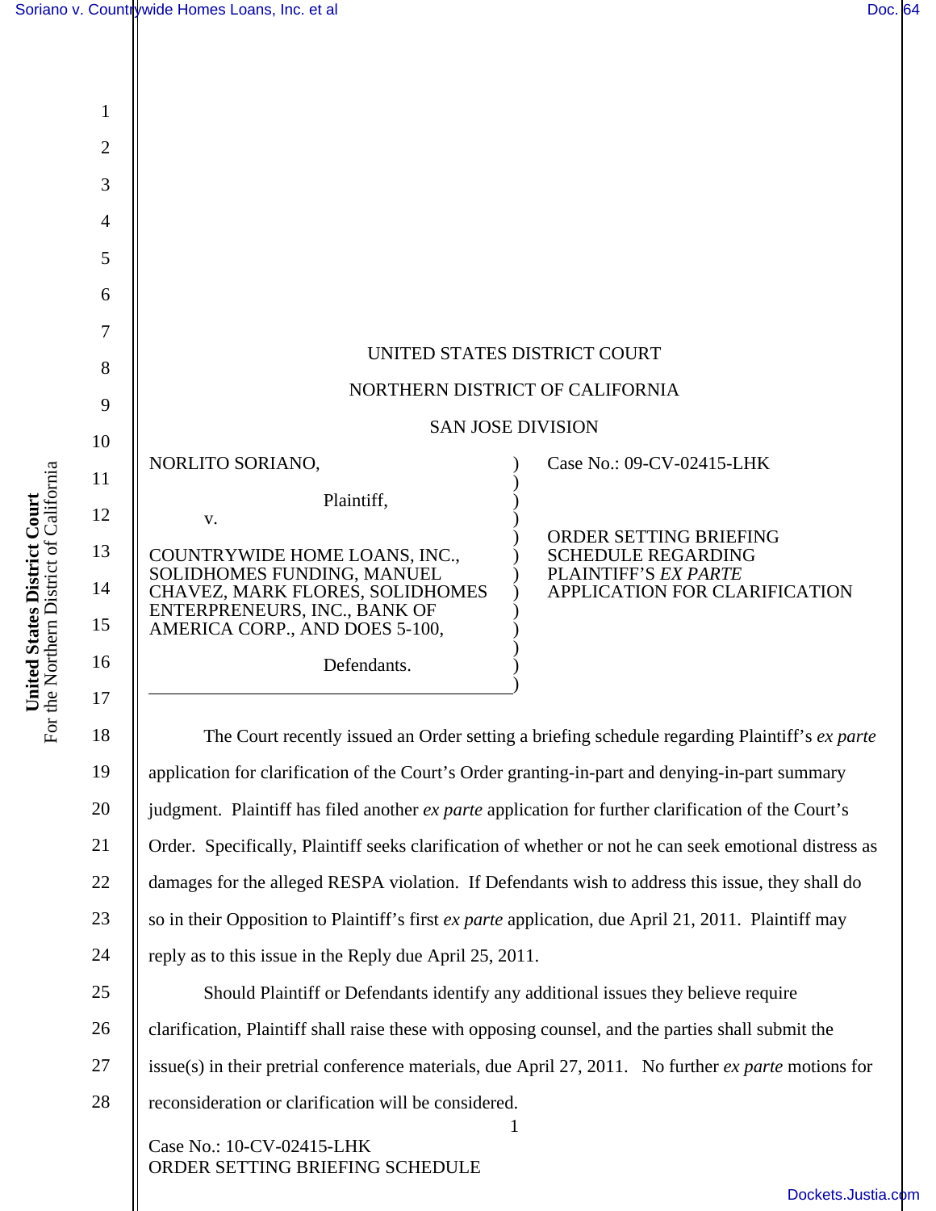UNITED STATES DISTRICT COURT

NORTHERN DISTRICT OF CALIFORNIA

SAN JOSE DIVISION

NORLITO SORIANO,

Plaintiff,

v.

COUNTRYWIDE HOME LOANS, INC., SOLIDHOMES FUNDING, MANUEL CHAVEZ, MARK FLORES, SOLIDHOMES ENTERPRENEURS, INC., BANK OF AMERICA CORP., AND DOES 5-100,

Defendants.

Case No.: 09-CV-02415-LHK

ORDER SETTING BRIEFING SCHEDULE REGARDING PLAINTIFF'S *EX PARTE* APPLICATION FOR CLARIFICATION

The Court recently issued an Order setting a briefing schedule regarding Plaintiff's *ex parte* application for clarification of the Court's Order granting-in-part and denying-in-part summary judgment. Plaintiff has filed another *ex parte* application for further clarification of the Court's Order. Specifically, Plaintiff seeks clarification of whether or not he can seek emotional distress as damages for the alleged RESPA violation. If Defendants wish to address this issue, they shall do so in their Opposition to Plaintiff's first *ex parte* application, due April 21, 2011. Plaintiff may reply as to this issue in the Reply due April 25, 2011.

Should Plaintiff or Defendants identify any additional issues they believe require clarification, Plaintiff shall raise these with opposing counsel, and the parties shall submit the issue(s) in their pretrial conference materials, due April 27, 2011. No further *ex parte* motions for reconsideration or clarification will be considered.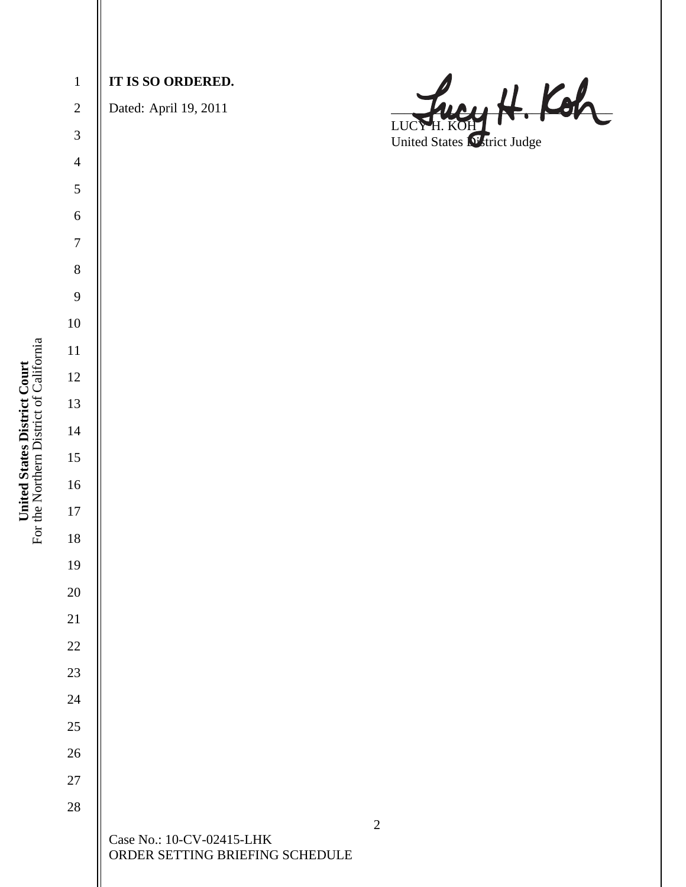**IT IS SO ORDERED.**

Dated: April 19, 2011

LUCY H. KOH
United States District Judge

Case No.: 10-CV-02415-LHK
ORDER SETTING BRIEFING SCHEDULE